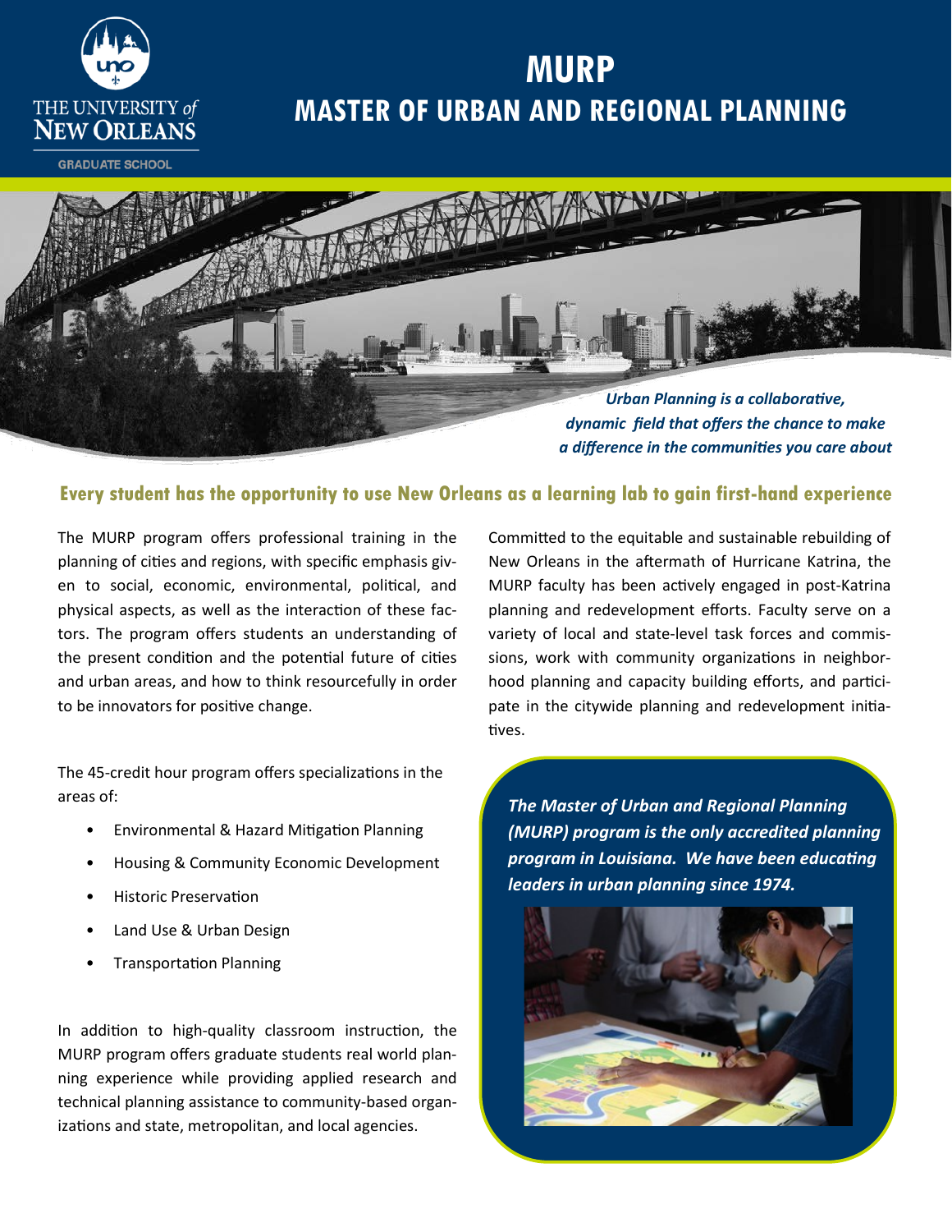THE UNIVERSITY *of* NEW ORLEANS

GRADUATE SCHOOL

# MURP
# MASTER OF URBAN AND REGIONAL PLANNING

***Urban Planning is a collaborative, dynamic field that offers the chance to make a difference in the communities you care about***

## Every student has the opportunity to use New Orleans as a learning lab to gain first-hand experience

The MURP program offers professional training in the planning of cities and regions, with specific emphasis given to social, economic, environmental, political, and physical aspects, as well as the interaction of these factors. The program offers students an understanding of the present condition and the potential future of cities and urban areas, and how to think resourcefully in order to be innovators for positive change.

The 45-credit hour program offers specializations in the areas of:

- Environmental & Hazard Mitigation Planning
- Housing & Community Economic Development
- Historic Preservation
- Land Use & Urban Design
- Transportation Planning

In addition to high-quality classroom instruction, the MURP program offers graduate students real world planning experience while providing applied research and technical planning assistance to community-based organizations and state, metropolitan, and local agencies.

Committed to the equitable and sustainable rebuilding of New Orleans in the aftermath of Hurricane Katrina, the MURP faculty has been actively engaged in post-Katrina planning and redevelopment efforts. Faculty serve on a variety of local and state-level task forces and commissions, work with community organizations in neighborhood planning and capacity building efforts, and participate in the citywide planning and redevelopment initiatives.

***The Master of Urban and Regional Planning (MURP) program is the only accredited planning program in Louisiana. We have been educating leaders in urban planning since 1974.***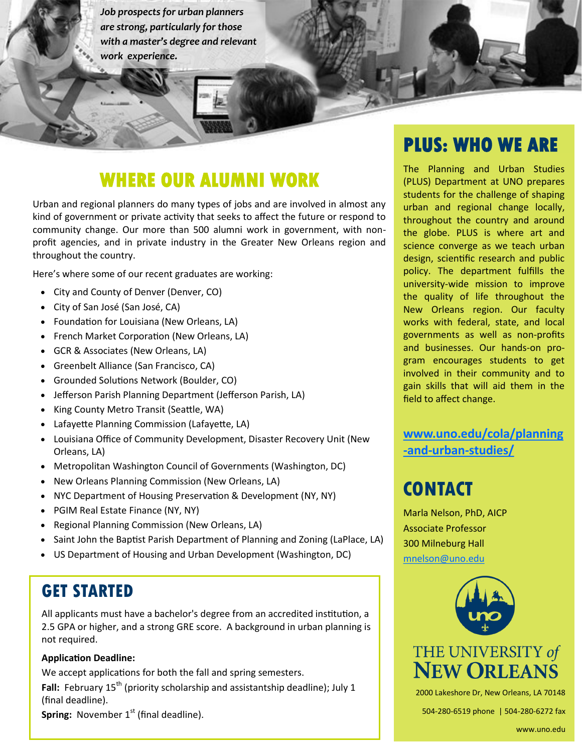*Job prospects for urban planners are strong, particularly for those with a master's degree and relevant work experience.*

## WHERE OUR ALUMNI WORK

Urban and regional planners do many types of jobs and are involved in almost any kind of government or private activity that seeks to affect the future or respond to community change. Our more than 500 alumni work in government, with non-profit agencies, and in private industry in the Greater New Orleans region and throughout the country.

Here's where some of our recent graduates are working:

- City and County of Denver (Denver, CO)
- City of San José (San José, CA)
- Foundation for Louisiana (New Orleans, LA)
- French Market Corporation (New Orleans, LA)
- GCR & Associates (New Orleans, LA)
- Greenbelt Alliance (San Francisco, CA)
- Grounded Solutions Network (Boulder, CO)
- Jefferson Parish Planning Department (Jefferson Parish, LA)
- King County Metro Transit (Seattle, WA)
- Lafayette Planning Commission (Lafayette, LA)
- Louisiana Office of Community Development, Disaster Recovery Unit (New Orleans, LA)
- Metropolitan Washington Council of Governments (Washington, DC)
- New Orleans Planning Commission (New Orleans, LA)
- NYC Department of Housing Preservation & Development (NY, NY)
- PGIM Real Estate Finance (NY, NY)
- Regional Planning Commission (New Orleans, LA)
- Saint John the Baptist Parish Department of Planning and Zoning (LaPlace, LA)
- US Department of Housing and Urban Development (Washington, DC)

## GET STARTED

All applicants must have a bachelor's degree from an accredited institution, a 2.5 GPA or higher, and a strong GRE score. A background in urban planning is not required.

**Application Deadline:**

We accept applications for both the fall and spring semesters.

**Fall:** February 15th (priority scholarship and assistantship deadline); July 1 (final deadline).

**Spring:** November 1st (final deadline).

## PLUS: WHO WE ARE

The Planning and Urban Studies (PLUS) Department at UNO prepares students for the challenge of shaping urban and regional change locally, throughout the country and around the globe. PLUS is where art and science converge as we teach urban design, scientific research and public policy. The department fulfills the university-wide mission to improve the quality of life throughout the New Orleans region. Our faculty works with federal, state, and local governments as well as non-profits and businesses. Our hands-on program encourages students to get involved in their community and to gain skills that will aid them in the field to affect change.

www.uno.edu/cola/planning-and-urban-studies/

## CONTACT

Marla Nelson, PhD, AICP
Associate Professor
300 Milneburg Hall
mnelson@uno.edu

THE UNIVERSITY *of* NEW ORLEANS

2000 Lakeshore Dr, New Orleans, LA 70148

504-280-6519 phone | 504-280-6272 fax

www.uno.edu